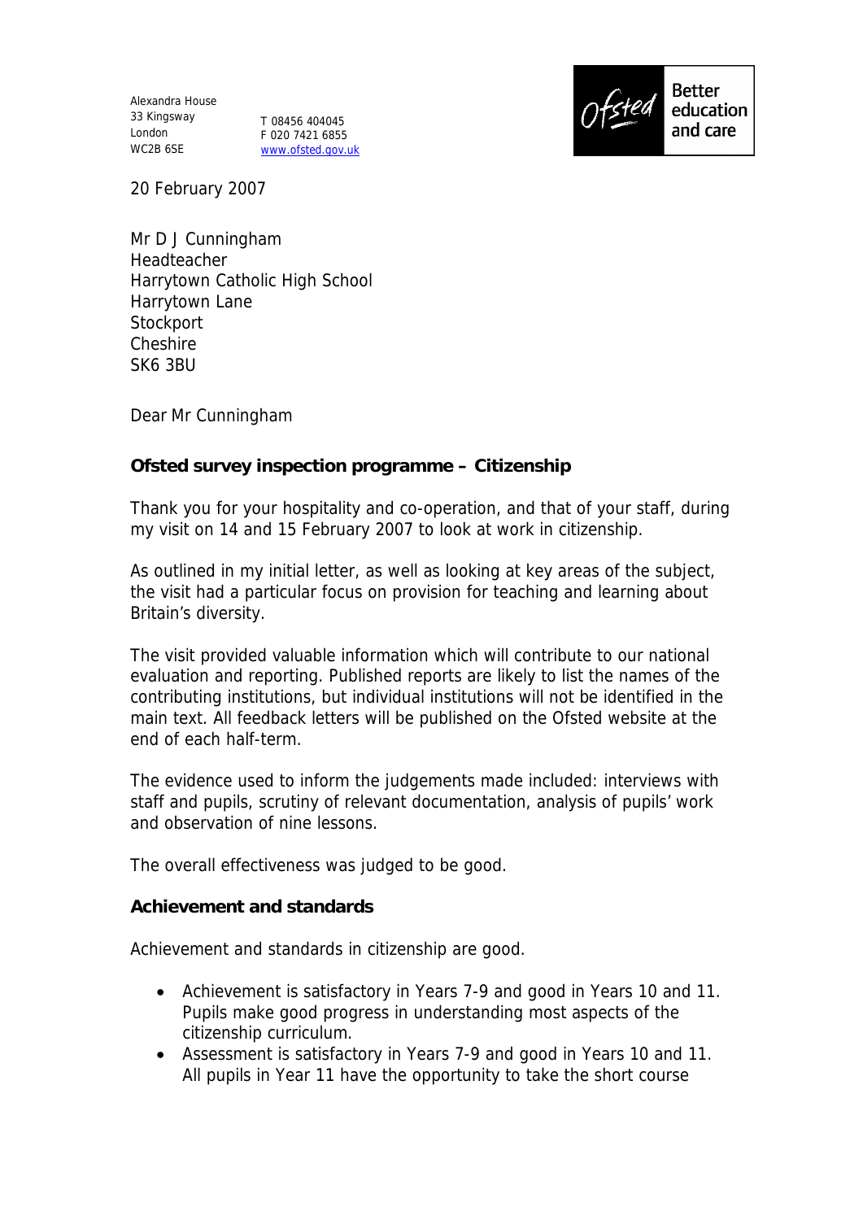Alexandra House
33 Kingsway
London
WC2B 6SE

T 08456 404045
F 020 7421 6855
www.ofsted.gov.uk

Ofsted Better education and care

20 February 2007

Mr D J Cunningham
Headteacher
Harrytown Catholic High School
Harrytown Lane
Stockport
Cheshire
SK6 3BU

Dear Mr Cunningham

**Ofsted survey inspection programme – Citizenship**

Thank you for your hospitality and co-operation, and that of your staff, during my visit on 14 and 15 February 2007 to look at work in citizenship.

As outlined in my initial letter, as well as looking at key areas of the subject, the visit had a particular focus on provision for teaching and learning about Britain's diversity.

The visit provided valuable information which will contribute to our national evaluation and reporting. Published reports are likely to list the names of the contributing institutions, but individual institutions will not be identified in the main text. All feedback letters will be published on the Ofsted website at the end of each half-term.

The evidence used to inform the judgements made included: interviews with staff and pupils, scrutiny of relevant documentation, analysis of pupils' work and observation of nine lessons.

The overall effectiveness was judged to be good.

**Achievement and standards**

Achievement and standards in citizenship are good.

- Achievement is satisfactory in Years 7-9 and good in Years 10 and 11. Pupils make good progress in understanding most aspects of the citizenship curriculum.
- Assessment is satisfactory in Years 7-9 and good in Years 10 and 11. All pupils in Year 11 have the opportunity to take the short course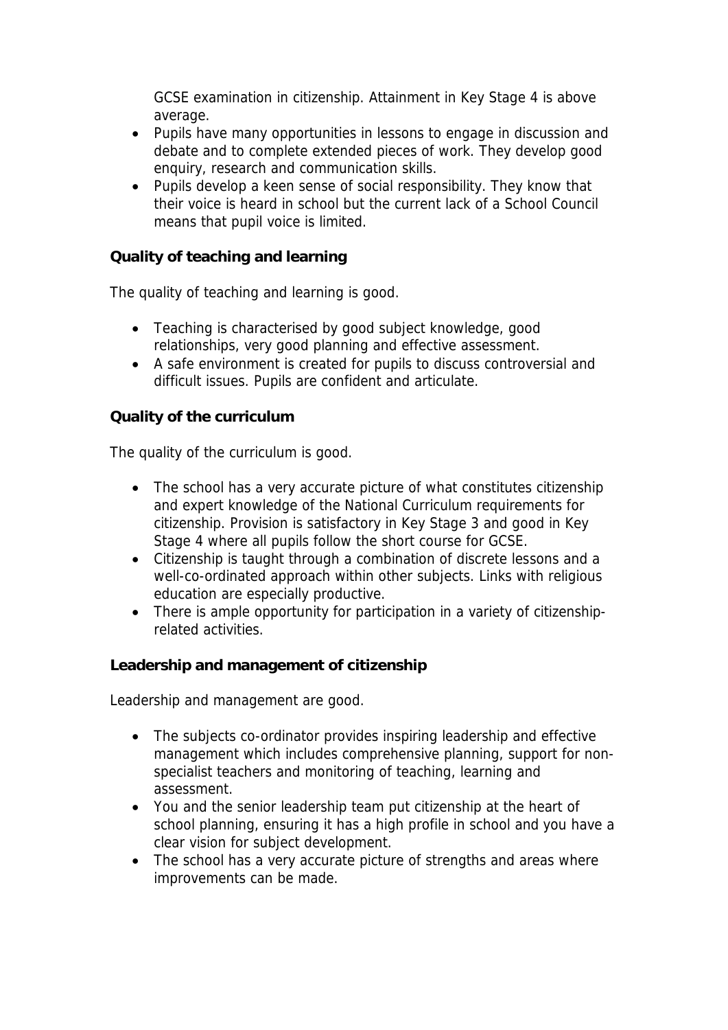GCSE examination in citizenship. Attainment in Key Stage 4 is above average.

- Pupils have many opportunities in lessons to engage in discussion and debate and to complete extended pieces of work. They develop good enquiry, research and communication skills.
- Pupils develop a keen sense of social responsibility. They know that their voice is heard in school but the current lack of a School Council means that pupil voice is limited.

**Quality of teaching and learning**

The quality of teaching and learning is good.

- Teaching is characterised by good subject knowledge, good relationships, very good planning and effective assessment.
- A safe environment is created for pupils to discuss controversial and difficult issues. Pupils are confident and articulate.

**Quality of the curriculum**

The quality of the curriculum is good.

- The school has a very accurate picture of what constitutes citizenship and expert knowledge of the National Curriculum requirements for citizenship. Provision is satisfactory in Key Stage 3 and good in Key Stage 4 where all pupils follow the short course for GCSE.
- Citizenship is taught through a combination of discrete lessons and a well-co-ordinated approach within other subjects. Links with religious education are especially productive.
- There is ample opportunity for participation in a variety of citizenship-related activities.

**Leadership and management of citizenship**

Leadership and management are good.

- The subjects co-ordinator provides inspiring leadership and effective management which includes comprehensive planning, support for non-specialist teachers and monitoring of teaching, learning and assessment.
- You and the senior leadership team put citizenship at the heart of school planning, ensuring it has a high profile in school and you have a clear vision for subject development.
- The school has a very accurate picture of strengths and areas where improvements can be made.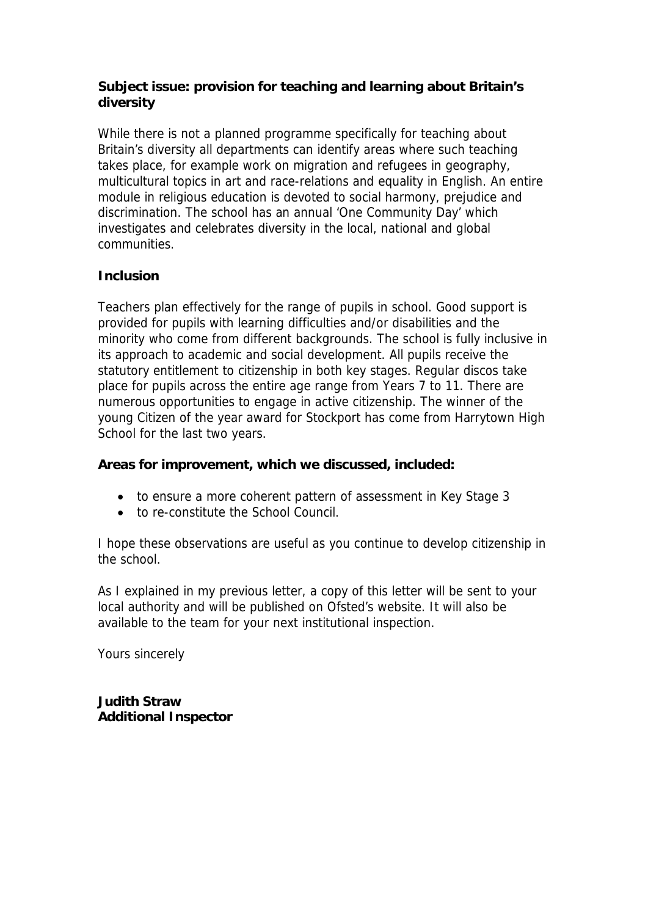**Subject issue: provision for teaching and learning about Britain's diversity**

While there is not a planned programme specifically for teaching about Britain's diversity all departments can identify areas where such teaching takes place, for example work on migration and refugees in geography, multicultural topics in art and race-relations and equality in English. An entire module in religious education is devoted to social harmony, prejudice and discrimination. The school has an annual 'One Community Day' which investigates and celebrates diversity in the local, national and global communities.

**Inclusion**

Teachers plan effectively for the range of pupils in school. Good support is provided for pupils with learning difficulties and/or disabilities and the minority who come from different backgrounds. The school is fully inclusive in its approach to academic and social development. All pupils receive the statutory entitlement to citizenship in both key stages. Regular discos take place for pupils across the entire age range from Years 7 to 11. There are numerous opportunities to engage in active citizenship. The winner of the young Citizen of the year award for Stockport has come from Harrytown High School for the last two years.

**Areas for improvement, which we discussed, included:**

- to ensure a more coherent pattern of assessment in Key Stage 3
- to re-constitute the School Council.

I hope these observations are useful as you continue to develop citizenship in the school.

As I explained in my previous letter, a copy of this letter will be sent to your local authority and will be published on Ofsted's website. It will also be available to the team for your next institutional inspection.

Yours sincerely

**Judith Straw**
**Additional Inspector**